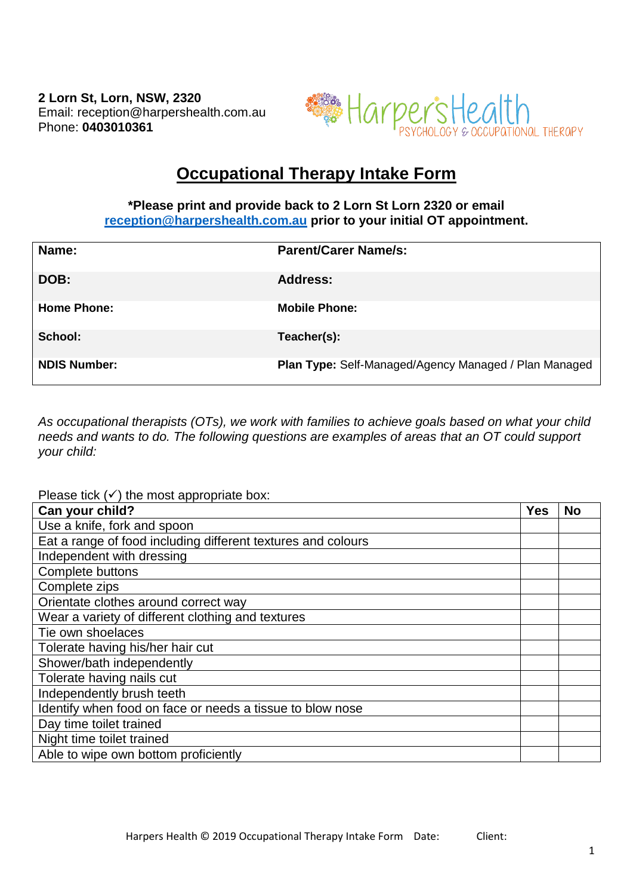**2 Lorn St, Lorn, NSW, 2320**
Email: reception@harpershealth.com.au
Phone: **0403010361**

HarpersHealth
PSYCHOLOGY & OCCUPATIONAL THERAPY

# Occupational Therapy Intake Form

**\*Please print and provide back to 2 Lorn St Lorn 2320 or email [reception@harpershealth.com.au](mailto:reception@harpershealth.com.au) prior to your initial OT appointment.**

| | |
|---|---|
| **Name:** | **Parent/Carer Name/s:** |
| **DOB:** | **Address:** |
| **Home Phone:** | **Mobile Phone:** |
| **School:** | **Teacher(s):** |
| **NDIS Number:** | **Plan Type:** Self-Managed/Agency Managed / Plan Managed |

*As occupational therapists (OTs), we work with families to achieve goals based on what your child needs and wants to do. The following questions are examples of areas that an OT could support your child:*

Please tick (✓) the most appropriate box:

| **Can your child?** | **Yes** | **No** |
|---|---|---|
| Use a knife, fork and spoon | | |
| Eat a range of food including different textures and colours | | |
| Independent with dressing | | |
| Complete buttons | | |
| Complete zips | | |
| Orientate clothes around correct way | | |
| Wear a variety of different clothing and textures | | |
| Tie own shoelaces | | |
| Tolerate having his/her hair cut | | |
| Shower/bath independently | | |
| Tolerate having nails cut | | |
| Independently brush teeth | | |
| Identify when food on face or needs a tissue to blow nose | | |
| Day time toilet trained | | |
| Night time toilet trained | | |
| Able to wipe own bottom proficiently | | |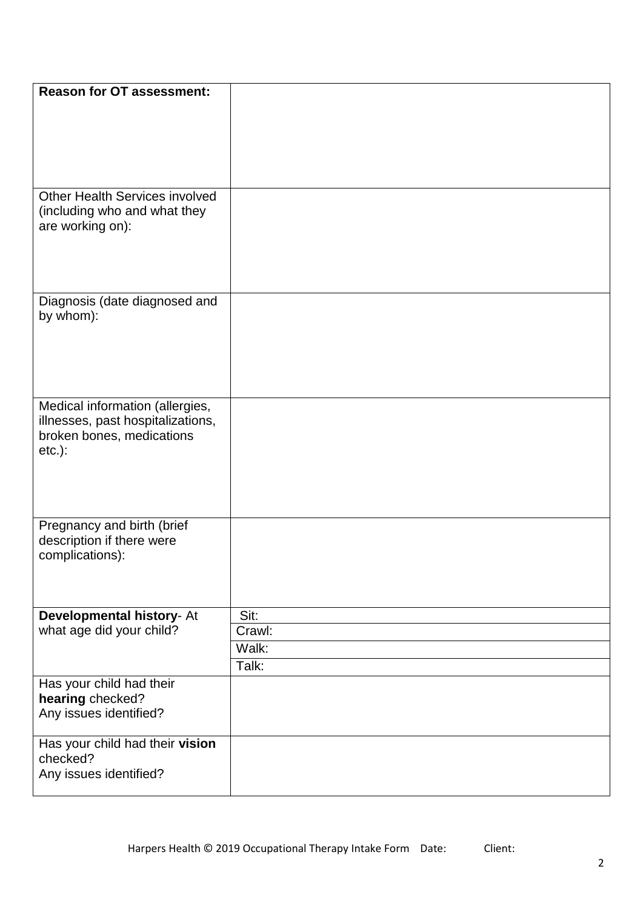| **Reason for OT assessment:** | |
| --- | --- |
| Other Health Services involved (including who and what they are working on): | |
| Diagnosis (date diagnosed and by whom): | |
| Medical information (allergies, illnesses, past hospitalizations, broken bones, medications etc.): | |
| Pregnancy and birth (brief description if there were complications): | |
| **Developmental history**- At what age did your child? | Sit: |
| | Crawl: |
| | Walk: |
| | Talk: |
| Has your child had their **hearing** checked? Any issues identified? | |
| Has your child had their **vision** checked? Any issues identified? | |

Harpers Health © 2019 Occupational Therapy Intake Form Date: Client: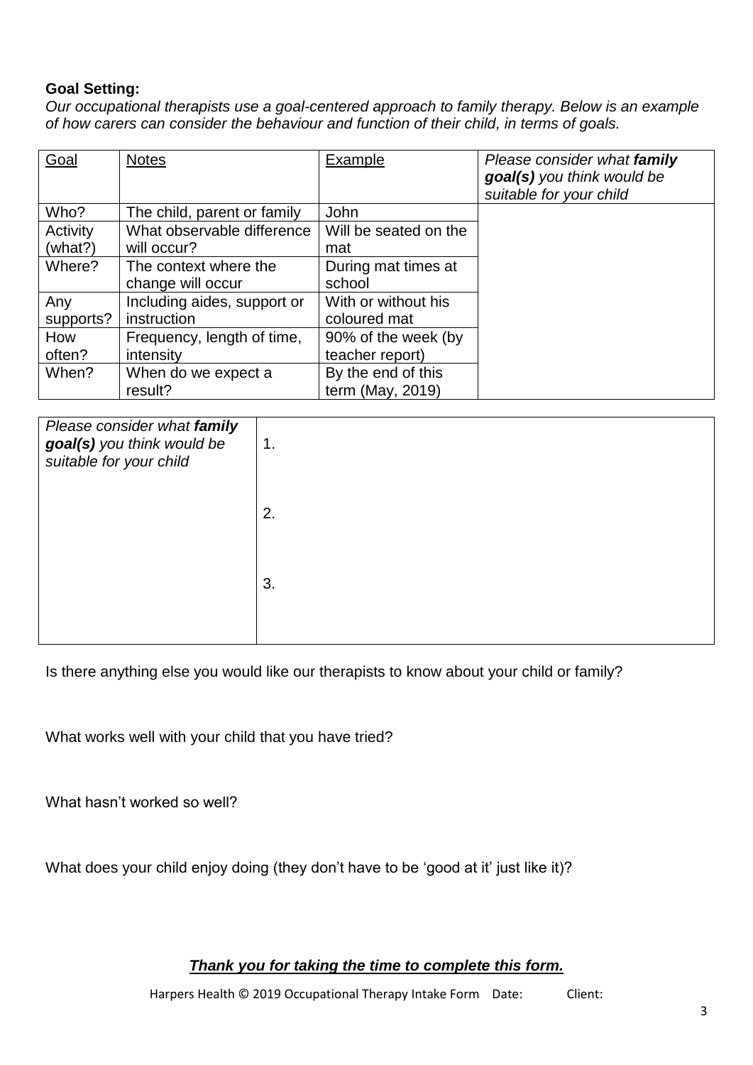**Goal Setting:**

*Our occupational therapists use a goal-centered approach to family therapy. Below is an example of how carers can consider the behaviour and function of their child, in terms of goals.*

| Goal | Notes | Example | *Please consider what **family goal(s)** you think would be suitable for your child* |
|---|---|---|---|
| Who? | The child, parent or family | John | |
| Activity (what?) | What observable difference will occur? | Will be seated on the mat | |
| Where? | The context where the change will occur | During mat times at school | |
| Any supports? | Including aides, support or instruction | With or without his coloured mat | |
| How often? | Frequency, length of time, intensity | 90% of the week (by teacher report) | |
| When? | When do we expect a result? | By the end of this term (May, 2019) | |

| | |
|---|---|
| *Please consider what **family goal(s)** you think would be suitable for your child* | 1.<br><br>2.<br><br>3. |

Is there anything else you would like our therapists to know about your child or family?

What works well with your child that you have tried?

What hasn't worked so well?

What does your child enjoy doing (they don't have to be 'good at it' just like it)?

***Thank you for taking the time to complete this form.***

Harpers Health © 2019 Occupational Therapy Intake Form Date: Client: